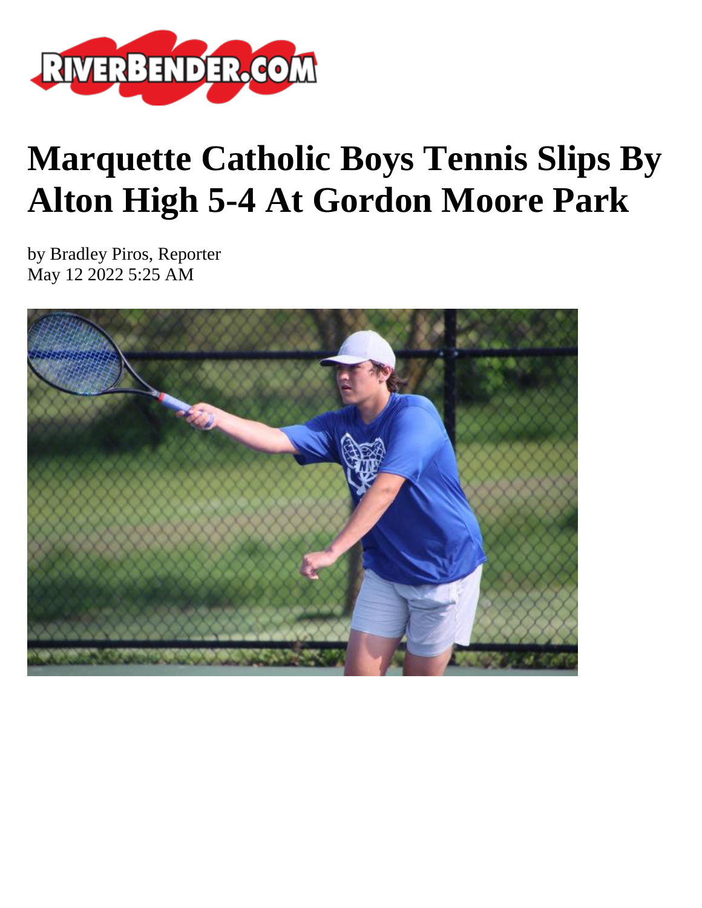# Marquette Catholic Boys Tennis Slips By Alton High 5-4 At Gordon Moore Park

by Bradley Piros, Reporter
May 12 2022 5:25 AM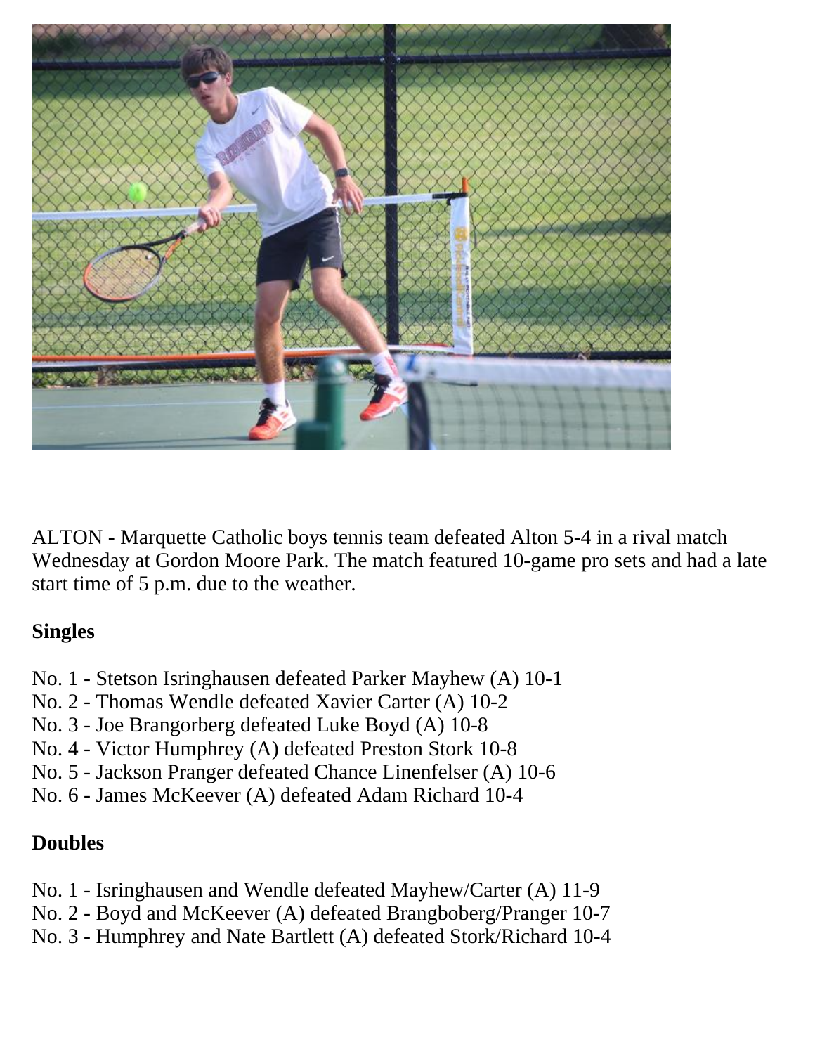ALTON - Marquette Catholic boys tennis team defeated Alton 5-4 in a rival match Wednesday at Gordon Moore Park. The match featured 10-game pro sets and had a late start time of 5 p.m. due to the weather.

**Singles**

No. 1 - Stetson Isringhausen defeated Parker Mayhew (A) 10-1
No. 2 - Thomas Wendle defeated Xavier Carter (A) 10-2
No. 3 - Joe Brangorberg defeated Luke Boyd (A) 10-8
No. 4 - Victor Humphrey (A) defeated Preston Stork 10-8
No. 5 - Jackson Pranger defeated Chance Linenfelser (A) 10-6
No. 6 - James McKeever (A) defeated Adam Richard 10-4

**Doubles**

No. 1 - Isringhausen and Wendle defeated Mayhew/Carter (A) 11-9
No. 2 - Boyd and McKeever (A) defeated Brangboberg/Pranger 10-7
No. 3 - Humphrey and Nate Bartlett (A) defeated Stork/Richard 10-4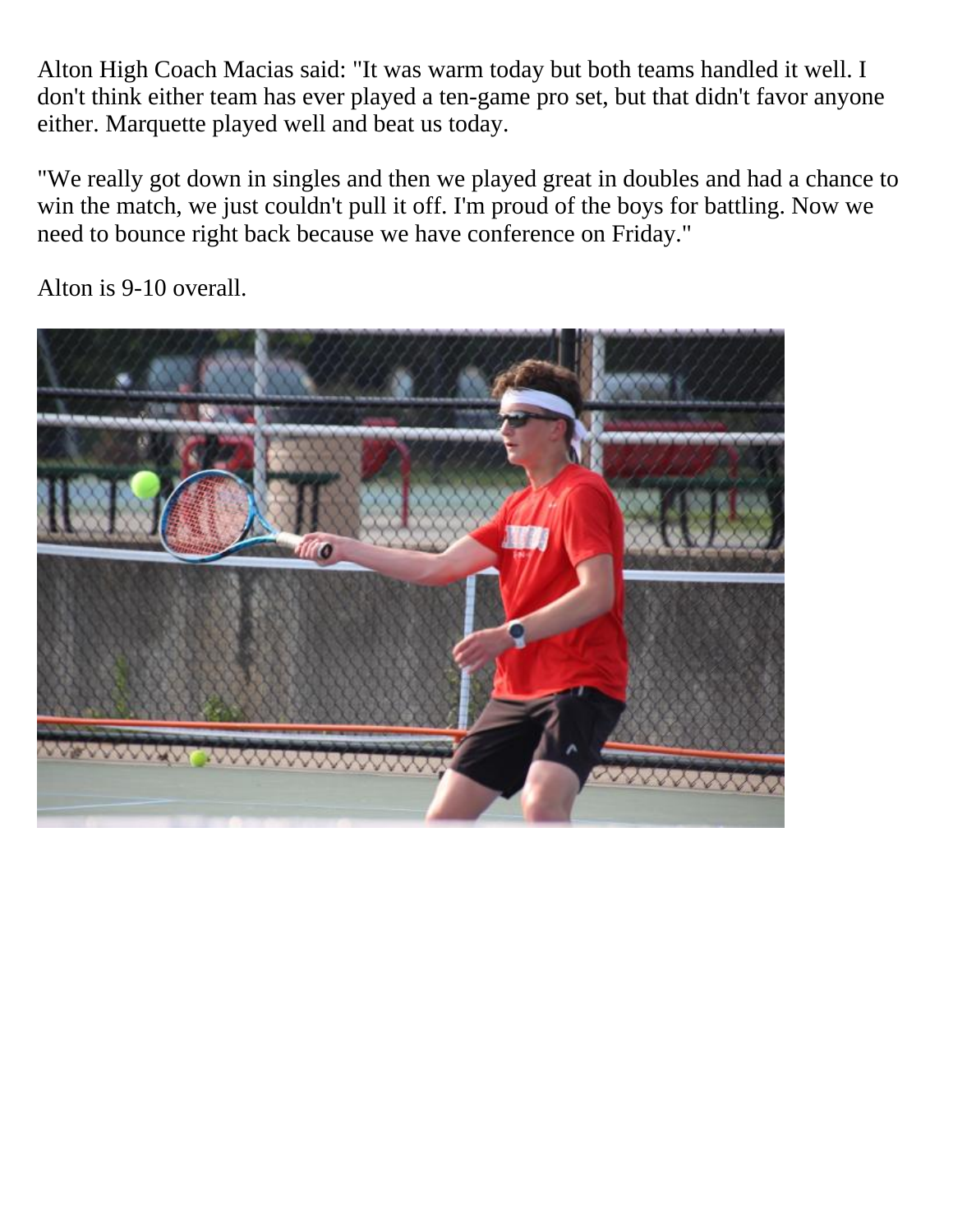Alton High Coach Macias said: "It was warm today but both teams handled it well. I don't think either team has ever played a ten-game pro set, but that didn't favor anyone either. Marquette played well and beat us today.

"We really got down in singles and then we played great in doubles and had a chance to win the match, we just couldn't pull it off. I'm proud of the boys for battling. Now we need to bounce right back because we have conference on Friday."

Alton is 9-10 overall.